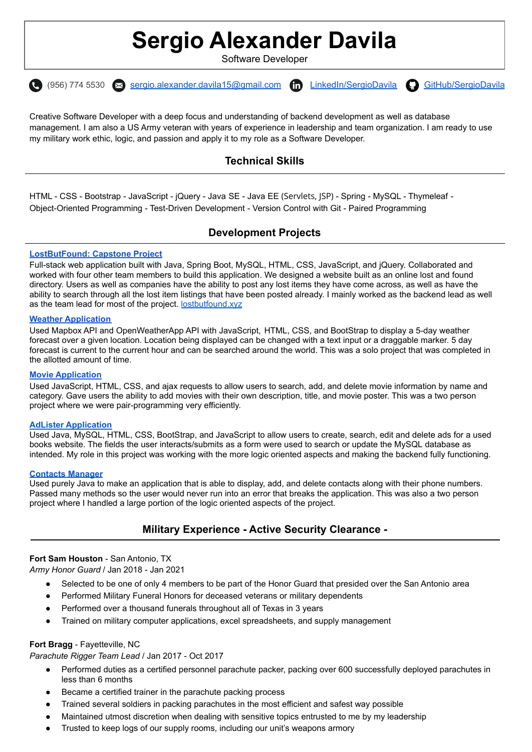# Sergio Alexander Davila

Software Developer

(956) 774 5530 | sergio.alexander.davila15@gmail.com | LinkedIn/SergioDavila | GitHub/SergioDavila

Creative Software Developer with a deep focus and understanding of backend development as well as database management. I am also a US Army veteran with years of experience in leadership and team organization. I am ready to use my military work ethic, logic, and passion and apply it to my role as a Software Developer.

## Technical Skills

HTML - CSS - Bootstrap - JavaScript - jQuery - Java SE - Java EE (Servlets, JSP) - Spring - MySQL - Thymeleaf - Object-Oriented Programming - Test-Driven Development - Version Control with Git - Paired Programming

## Development Projects

**LostButFound: Capstone Project**
Full-stack web application built with Java, Spring Boot, MySQL, HTML, CSS, JavaScript, and jQuery. Collaborated and worked with four other team members to build this application. We designed a website built as an online lost and found directory. Users as well as companies have the ability to post any lost items they have come across, as well as have the ability to search through all the lost item listings that have been posted already. I mainly worked as the backend lead as well as the team lead for most of the project. lostbutfound.xyz

**Weather Application**
Used Mapbox API and OpenWeatherApp API with JavaScript, HTML, CSS, and BootStrap to display a 5-day weather forecast over a given location. Location being displayed can be changed with a text input or a draggable marker. 5 day forecast is current to the current hour and can be searched around the world. This was a solo project that was completed in the allotted amount of time.

**Movie Application**
Used JavaScript, HTML, CSS, and ajax requests to allow users to search, add, and delete movie information by name and category. Gave users the ability to add movies with their own description, title, and movie poster. This was a two person project where we were pair-programming very efficiently.

**AdLister Application**
Used Java, MySQL, HTML, CSS, BootStrap, and JavaScript to allow users to create, search, edit and delete ads for a used books website. The fields the user interacts/submits as a form were used to search or update the MySQL database as intended. My role in this project was working with the more logic oriented aspects and making the backend fully functioning.

**Contacts Manager**
Used purely Java to make an application that is able to display, add, and delete contacts along with their phone numbers. Passed many methods so the user would never run into an error that breaks the application. This was also a two person project where I handled a large portion of the logic oriented aspects of the project.

## Military Experience - Active Security Clearance -

**Fort Sam Houston** - San Antonio, TX
*Army Honor Guard* / Jan 2018 - Jan 2021

- Selected to be one of only 4 members to be part of the Honor Guard that presided over the San Antonio area
- Performed Military Funeral Honors for deceased veterans or military dependents
- Performed over a thousand funerals throughout all of Texas in 3 years
- Trained on military computer applications, excel spreadsheets, and supply management

**Fort Bragg** - Fayetteville, NC
*Parachute Rigger Team Lead* / Jan 2017 - Oct 2017

- Performed duties as a certified personnel parachute packer, packing over 600 successfully deployed parachutes in less than 6 months
- Became a certified trainer in the parachute packing process
- Trained several soldiers in packing parachutes in the most efficient and safest way possible
- Maintained utmost discretion when dealing with sensitive topics entrusted to me by my leadership
- Trusted to keep logs of our supply rooms, including our unit's weapons armory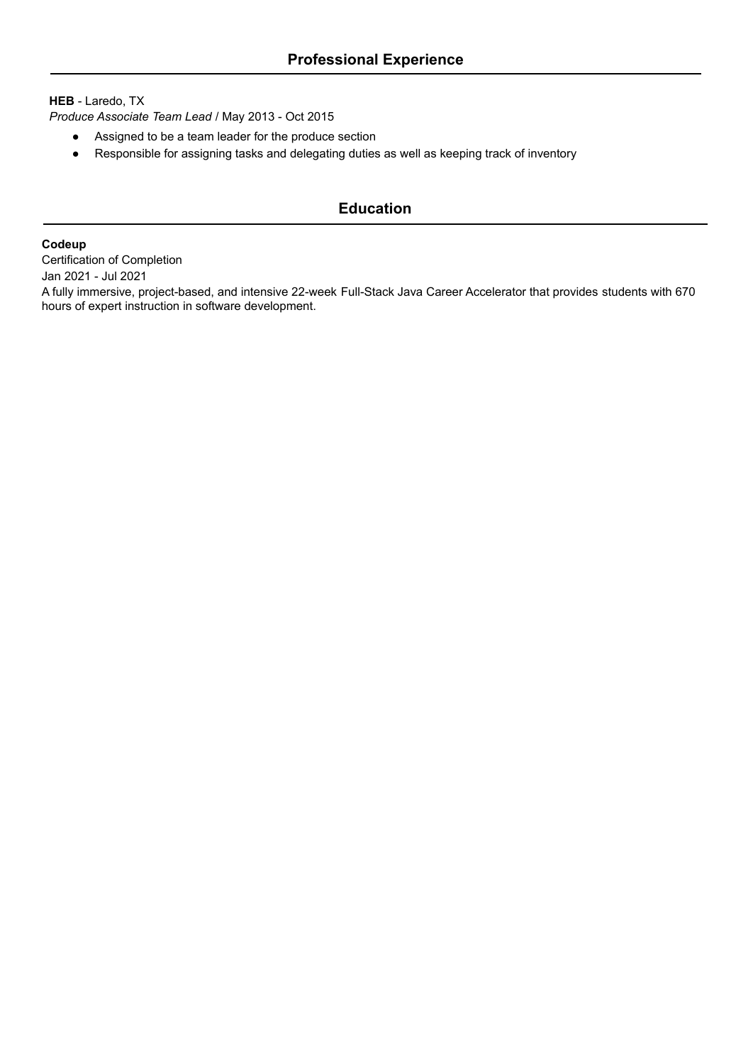## Professional Experience

**HEB** - Laredo, TX
*Produce Associate Team Lead* / May 2013 - Oct 2015

- Assigned to be a team leader for the produce section
- Responsible for assigning tasks and delegating duties as well as keeping track of inventory

## Education

**Codeup**
Certification of Completion
Jan 2021 - Jul 2021
A fully immersive, project-based, and intensive 22-week Full-Stack Java Career Accelerator that provides students with 670 hours of expert instruction in software development.